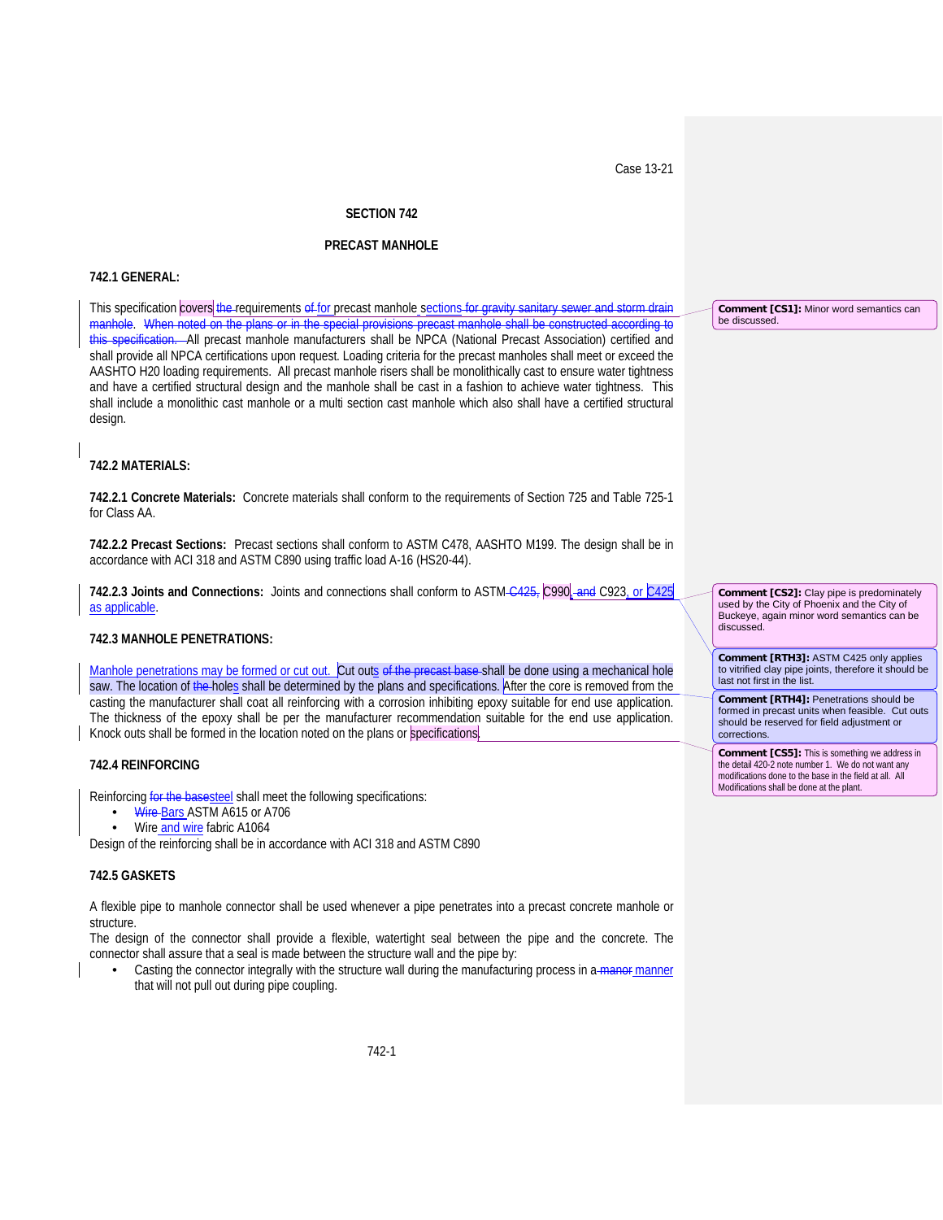Case 13-21

# SECTION 742

# PRECAST MANHOLE

## 742.1 GENERAL:

This specification covers ~~the~~ requirements ~~of~~ for precast manhole sections ~~for gravity sanitary sewer and storm drain manhole~~. ~~When noted on the plans or in the special provisions precast manhole shall be constructed according to this specification.~~ All precast manhole manufacturers shall be NPCA (National Precast Association) certified and shall provide all NPCA certifications upon request. Loading criteria for the precast manholes shall meet or exceed the AASHTO H20 loading requirements. All precast manhole risers shall be monolithically cast to ensure water tightness and have a certified structural design and the manhole shall be cast in a fashion to achieve water tightness. This shall include a monolithic cast manhole or a multi section cast manhole which also shall have a certified structural design.

> **Comment [CS1]:** Minor word semantics can be discussed.

## 742.2 MATERIALS:

**742.2.1 Concrete Materials:** Concrete materials shall conform to the requirements of Section 725 and Table 725-1 for Class AA.

**742.2.2 Precast Sections:** Precast sections shall conform to ASTM C478, AASHTO M199. The design shall be in accordance with ACI 318 and ASTM C890 using traffic load A-16 (HS20-44).

**742.2.3 Joints and Connections:** Joints and connections shall conform to ASTM ~~C425,~~ C990, ~~and~~ C923, or C425 as applicable.

> **Comment [CS2]:** Clay pipe is predominately used by the City of Phoenix and the City of Buckeye, again minor word semantics can be discussed.

> **Comment [RTH3]:** ASTM C425 only applies to vitrified clay pipe joints, therefore it should be last not first in the list.

## 742.3 MANHOLE PENETRATIONS:

Manhole penetrations may be formed or cut out. Cut outs ~~of the precast base~~ shall be done using a mechanical hole saw. The location of ~~the~~ holes shall be determined by the plans and specifications. After the core is removed from the casting the manufacturer shall coat all reinforcing with a corrosion inhibiting epoxy suitable for end use application. The thickness of the epoxy shall be per the manufacturer recommendation suitable for the end use application. Knock outs shall be formed in the location noted on the plans or specifications.

> **Comment [RTH4]:** Penetrations should be formed in precast units when feasible. Cut outs should be reserved for field adjustment or corrections.

> **Comment [CS5]:** This is something we address in the detail 420-2 note number 1. We do not want any modifications done to the base in the field at all. All Modifications shall be done at the plant.

## 742.4 REINFORCING

Reinforcing ~~for the base~~steel shall meet the following specifications:

- ~~Wire~~ Bars ASTM A615 or A706
- Wire and wire fabric A1064

Design of the reinforcing shall be in accordance with ACI 318 and ASTM C890

## 742.5 GASKETS

A flexible pipe to manhole connector shall be used whenever a pipe penetrates into a precast concrete manhole or structure.

The design of the connector shall provide a flexible, watertight seal between the pipe and the concrete. The connector shall assure that a seal is made between the structure wall and the pipe by:

- Casting the connector integrally with the structure wall during the manufacturing process in a ~~manor~~ manner that will not pull out during pipe coupling.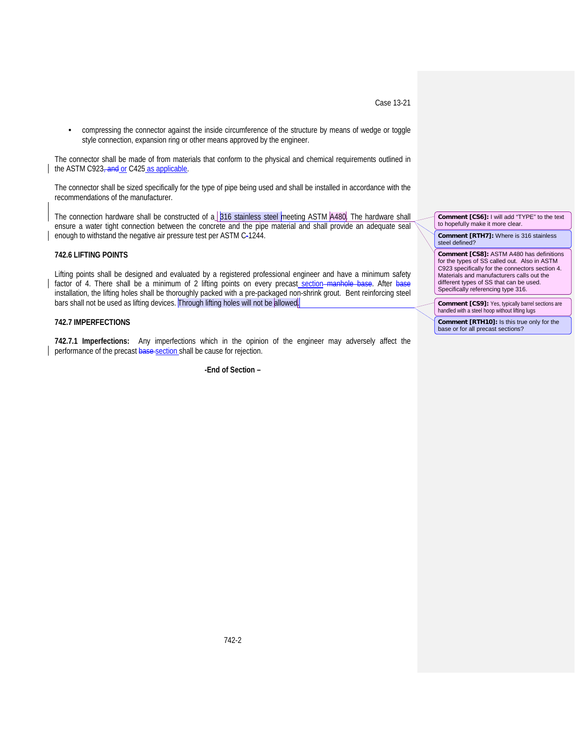- compressing the connector against the inside circumference of the structure by means of wedge or toggle style connection, expansion ring or other means approved by the engineer.

The connector shall be made of from materials that conform to the physical and chemical requirements outlined in the ASTM C923, and or C425 as applicable.

The connector shall be sized specifically for the type of pipe being used and shall be installed in accordance with the recommendations of the manufacturer.

The connection hardware shall be constructed of a 316 stainless steel meeting ASTM A480. The hardware shall ensure a water tight connection between the concrete and the pipe material and shall provide an adequate seal enough to withstand the negative air pressure test per ASTM C-1244.

**742.6 LIFTING POINTS**

Lifting points shall be designed and evaluated by a registered professional engineer and have a minimum safety factor of 4. There shall be a minimum of 2 lifting points on every precast section manhole base. After base installation, the lifting holes shall be thoroughly packed with a pre-packaged non-shrink grout. Bent reinforcing steel bars shall not be used as lifting devices. Through lifting holes will not be allowed.

**742.7 IMPERFECTIONS**

**742.7.1 Imperfections:** Any imperfections which in the opinion of the engineer may adversely affect the performance of the precast base section shall be cause for rejection.

**-End of Section –**

**Comment [CS6]:** I will add "TYPE" to the text to hopefully make it more clear.

**Comment [RTH7]:** Where is 316 stainless steel defined?

**Comment [CS8]:** ASTM A480 has definitions for the types of SS called out. Also in ASTM C923 specifically for the connectors section 4. Materials and manufacturers calls out the different types of SS that can be used. Specifically referencing type 316.

**Comment [CS9]:** Yes, typically barrel sections are handled with a steel hoop without lifting lugs

**Comment [RTH10]:** Is this true only for the base or for all precast sections?